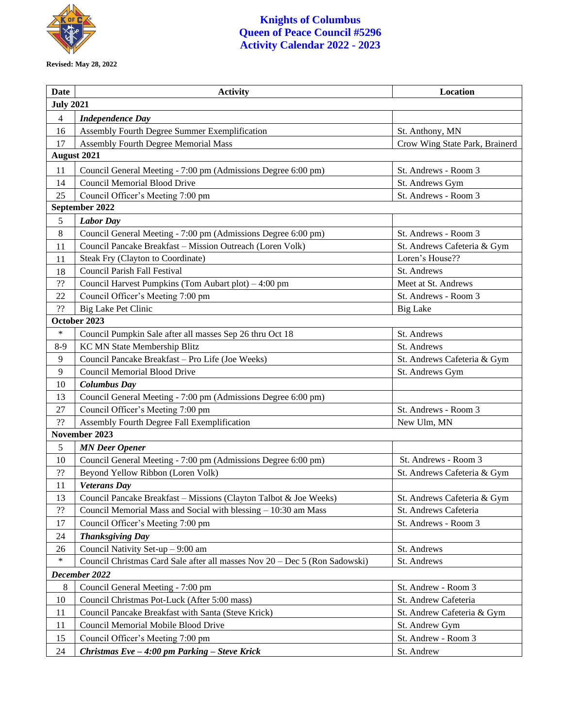# Knights of Columbus
# Queen of Peace Council #5296
# Activity Calendar 2022 - 2023

**Revised: May 28, 2022**

| Date | Activity | Location |
|---|---|---|
| **July 2021** | | |
| 4 | ***Independence Day*** | |
| 16 | Assembly Fourth Degree Summer Exemplification | St. Anthony, MN |
| 17 | Assembly Fourth Degree Memorial Mass | Crow Wing State Park, Brainerd |
| **August 2021** | | |
| 11 | Council General Meeting - 7:00 pm (Admissions Degree 6:00 pm) | St. Andrews - Room 3 |
| 14 | Council Memorial Blood Drive | St. Andrews Gym |
| 25 | Council Officer's Meeting 7:00 pm | St. Andrews - Room 3 |
| **September 2022** | | |
| 5 | ***Labor Day*** | |
| 8 | Council General Meeting - 7:00 pm (Admissions Degree 6:00 pm) | St. Andrews - Room 3 |
| 11 | Council Pancake Breakfast – Mission Outreach (Loren Volk) | St. Andrews Cafeteria & Gym |
| 11 | Steak Fry (Clayton to Coordinate) | Loren's House?? |
| 18 | Council Parish Fall Festival | St. Andrews |
| ?? | Council Harvest Pumpkins (Tom Aubart plot) – 4:00 pm | Meet at St. Andrews |
| 22 | Council Officer's Meeting 7:00 pm | St. Andrews - Room 3 |
| ?? | Big Lake Pet Clinic | Big Lake |
| **October 2023** | | |
| * | Council Pumpkin Sale after all masses Sep 26 thru Oct 18 | St. Andrews |
| 8-9 | KC MN State Membership Blitz | St. Andrews |
| 9 | Council Pancake Breakfast – Pro Life (Joe Weeks) | St. Andrews Cafeteria & Gym |
| 9 | Council Memorial Blood Drive | St. Andrews Gym |
| 10 | ***Columbus Day*** | |
| 13 | Council General Meeting - 7:00 pm (Admissions Degree 6:00 pm) | |
| 27 | Council Officer's Meeting 7:00 pm | St. Andrews - Room 3 |
| ?? | Assembly Fourth Degree Fall Exemplification | New Ulm, MN |
| **November 2023** | | |
| 5 | ***MN Deer Opener*** | |
| 10 | Council General Meeting - 7:00 pm (Admissions Degree 6:00 pm) | St. Andrews - Room 3 |
| ?? | Beyond Yellow Ribbon (Loren Volk) | St. Andrews Cafeteria & Gym |
| 11 | ***Veterans Day*** | |
| 13 | Council Pancake Breakfast – Missions (Clayton Talbot & Joe Weeks) | St. Andrews Cafeteria & Gym |
| ?? | Council Memorial Mass and Social with blessing – 10:30 am Mass | St. Andrews Cafeteria |
| 17 | Council Officer's Meeting 7:00 pm | St. Andrews - Room 3 |
| 24 | ***Thanksgiving Day*** | |
| 26 | Council Nativity Set-up – 9:00 am | St. Andrews |
| * | Council Christmas Card Sale after all masses Nov 20 – Dec 5 (Ron Sadowski) | St. Andrews |
| ***December 2022*** | | |
| 8 | Council General Meeting - 7:00 pm | St. Andrew - Room 3 |
| 10 | Council Christmas Pot-Luck (After 5:00 mass) | St. Andrew Cafeteria |
| 11 | Council Pancake Breakfast with Santa (Steve Krick) | St. Andrew Cafeteria & Gym |
| 11 | Council Memorial Mobile Blood Drive | St. Andrew Gym |
| 15 | Council Officer's Meeting 7:00 pm | St. Andrew - Room 3 |
| 24 | ***Christmas Eve – 4:00 pm Parking – Steve Krick*** | St. Andrew |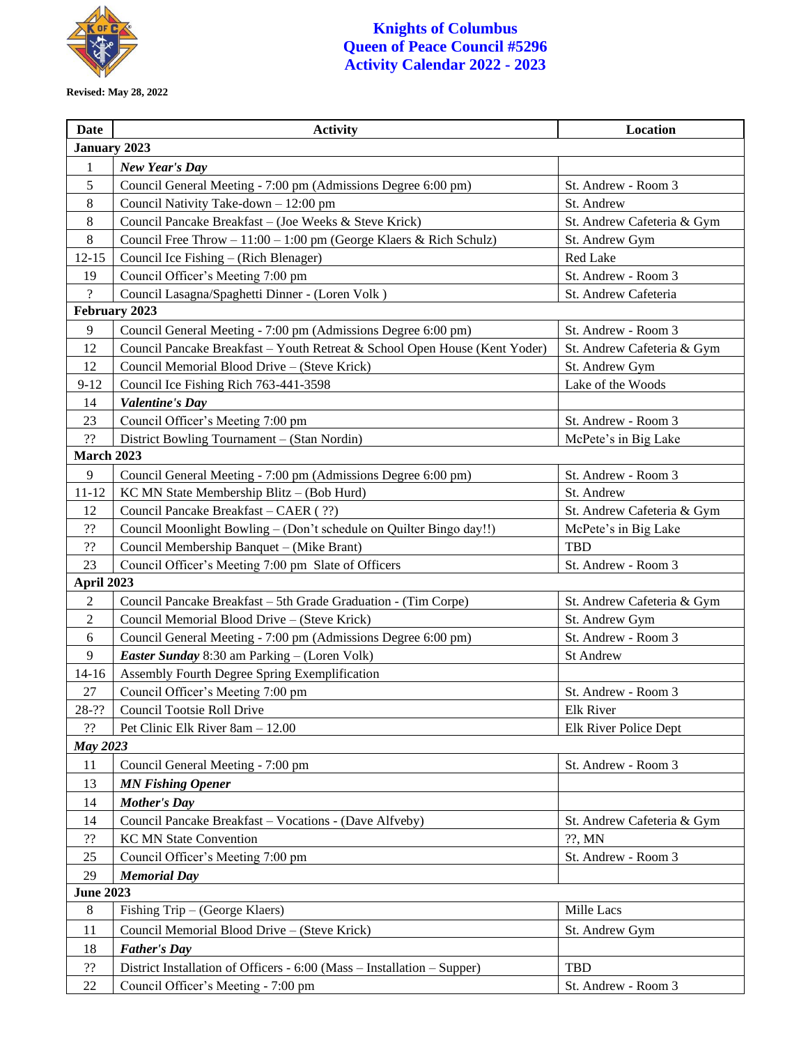# Knights of Columbus
# Queen of Peace Council #5296
# Activity Calendar 2022 - 2023

**Revised: May 28, 2022**

| Date | Activity | Location |
|---|---|---|
| **January 2023** | | |
| 1 | ***New Year's Day*** | |
| 5 | Council General Meeting - 7:00 pm (Admissions Degree 6:00 pm) | St. Andrew - Room 3 |
| 8 | Council Nativity Take-down – 12:00 pm | St. Andrew |
| 8 | Council Pancake Breakfast – (Joe Weeks & Steve Krick) | St. Andrew Cafeteria & Gym |
| 8 | Council Free Throw – 11:00 – 1:00 pm (George Klaers & Rich Schulz) | St. Andrew Gym |
| 12-15 | Council Ice Fishing – (Rich Blenager) | Red Lake |
| 19 | Council Officer's Meeting 7:00 pm | St. Andrew - Room 3 |
| ? | Council Lasagna/Spaghetti Dinner - (Loren Volk ) | St. Andrew Cafeteria |
| **February 2023** | | |
| 9 | Council General Meeting - 7:00 pm (Admissions Degree 6:00 pm) | St. Andrew - Room 3 |
| 12 | Council Pancake Breakfast – Youth Retreat & School Open House (Kent Yoder) | St. Andrew Cafeteria & Gym |
| 12 | Council Memorial Blood Drive – (Steve Krick) | St. Andrew Gym |
| 9-12 | Council Ice Fishing Rich 763-441-3598 | Lake of the Woods |
| 14 | ***Valentine's Day*** | |
| 23 | Council Officer's Meeting 7:00 pm | St. Andrew - Room 3 |
| ?? | District Bowling Tournament – (Stan Nordin) | McPete's in Big Lake |
| **March 2023** | | |
| 9 | Council General Meeting - 7:00 pm (Admissions Degree 6:00 pm) | St. Andrew - Room 3 |
| 11-12 | KC MN State Membership Blitz – (Bob Hurd) | St. Andrew |
| 12 | Council Pancake Breakfast – CAER ( ??) | St. Andrew Cafeteria & Gym |
| ?? | Council Moonlight Bowling – (Don't schedule on Quilter Bingo day!!) | McPete's in Big Lake |
| ?? | Council Membership Banquet – (Mike Brant) | TBD |
| 23 | Council Officer's Meeting 7:00 pm Slate of Officers | St. Andrew - Room 3 |
| **April 2023** | | |
| 2 | Council Pancake Breakfast – 5th Grade Graduation - (Tim Corpe) | St. Andrew Cafeteria & Gym |
| 2 | Council Memorial Blood Drive – (Steve Krick) | St. Andrew Gym |
| 6 | Council General Meeting - 7:00 pm (Admissions Degree 6:00 pm) | St. Andrew - Room 3 |
| 9 | ***Easter Sunday*** 8:30 am Parking – (Loren Volk) | St Andrew |
| 14-16 | Assembly Fourth Degree Spring Exemplification | |
| 27 | Council Officer's Meeting 7:00 pm | St. Andrew - Room 3 |
| 28-?? | Council Tootsie Roll Drive | Elk River |
| ?? | Pet Clinic Elk River 8am – 12.00 | Elk River Police Dept |
| ***May 2023*** | | |
| 11 | Council General Meeting - 7:00 pm | St. Andrew - Room 3 |
| 13 | ***MN Fishing Opener*** | |
| 14 | ***Mother's Day*** | |
| 14 | Council Pancake Breakfast – Vocations - (Dave Alfveby) | St. Andrew Cafeteria & Gym |
| ?? | KC MN State Convention | ??, MN |
| 25 | Council Officer's Meeting 7:00 pm | St. Andrew - Room 3 |
| 29 | ***Memorial Day*** | |
| **June 2023** | | |
| 8 | Fishing Trip – (George Klaers) | Mille Lacs |
| 11 | Council Memorial Blood Drive – (Steve Krick) | St. Andrew Gym |
| 18 | ***Father's Day*** | |
| ?? | District Installation of Officers - 6:00 (Mass – Installation – Supper) | TBD |
| 22 | Council Officer's Meeting - 7:00 pm | St. Andrew - Room 3 |